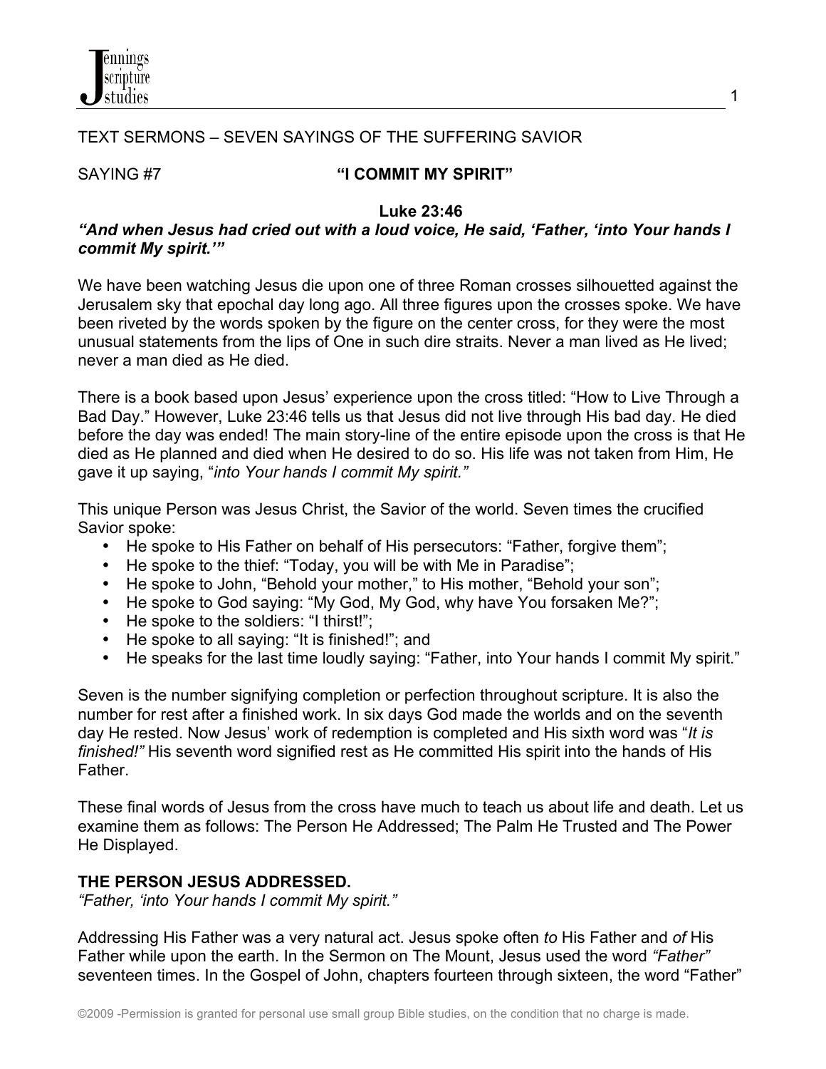TEXT SERMONS – SEVEN SAYINGS OF THE SUFFERING SAVIOR

SAYING #7 **"I COMMIT MY SPIRIT"**

**Luke 23:46**

***"And when Jesus had cried out with a loud voice, He said, 'Father, 'into Your hands I commit My spirit.'"***

We have been watching Jesus die upon one of three Roman crosses silhouetted against the Jerusalem sky that epochal day long ago. All three figures upon the crosses spoke. We have been riveted by the words spoken by the figure on the center cross, for they were the most unusual statements from the lips of One in such dire straits. Never a man lived as He lived; never a man died as He died.

There is a book based upon Jesus' experience upon the cross titled: "How to Live Through a Bad Day." However, Luke 23:46 tells us that Jesus did not live through His bad day. He died before the day was ended! The main story-line of the entire episode upon the cross is that He died as He planned and died when He desired to do so. His life was not taken from Him, He gave it up saying, "*into Your hands I commit My spirit."*

This unique Person was Jesus Christ, the Savior of the world. Seven times the crucified Savior spoke:

- He spoke to His Father on behalf of His persecutors: "Father, forgive them";
- He spoke to the thief: "Today, you will be with Me in Paradise";
- He spoke to John, "Behold your mother," to His mother, "Behold your son";
- He spoke to God saying: "My God, My God, why have You forsaken Me?";
- He spoke to the soldiers: "I thirst!";
- He spoke to all saying: "It is finished!"; and
- He speaks for the last time loudly saying: "Father, into Your hands I commit My spirit."

Seven is the number signifying completion or perfection throughout scripture. It is also the number for rest after a finished work. In six days God made the worlds and on the seventh day He rested. Now Jesus' work of redemption is completed and His sixth word was "*It is finished!"* His seventh word signified rest as He committed His spirit into the hands of His Father.

These final words of Jesus from the cross have much to teach us about life and death. Let us examine them as follows: The Person He Addressed; The Palm He Trusted and The Power He Displayed.

**THE PERSON JESUS ADDRESSED.**

*"Father, 'into Your hands I commit My spirit."*

Addressing His Father was a very natural act. Jesus spoke often *to* His Father and *of* His Father while upon the earth. In the Sermon on The Mount, Jesus used the word *"Father"* seventeen times. In the Gospel of John, chapters fourteen through sixteen, the word "Father"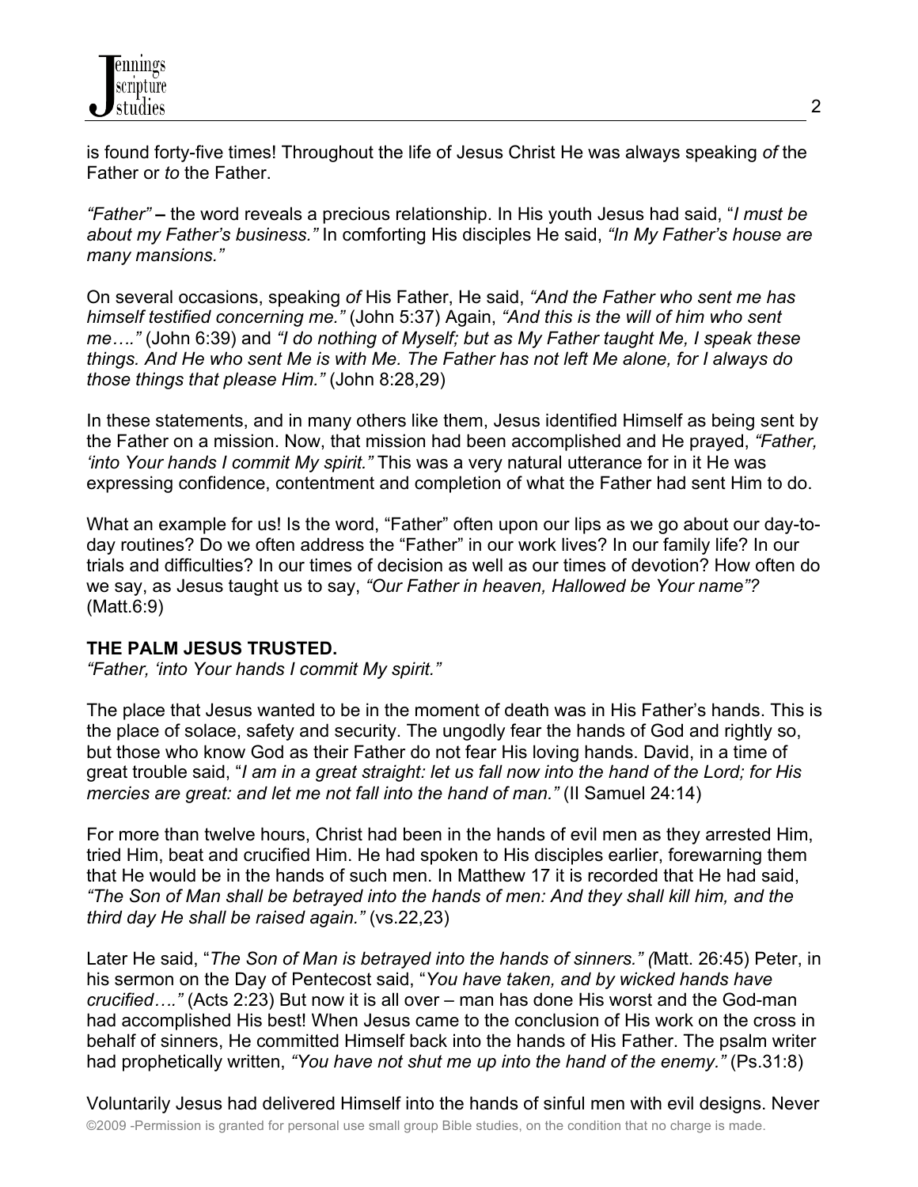is found forty-five times! Throughout the life of Jesus Christ He was always speaking *of* the Father or *to* the Father.

*"Father"* **–** the word reveals a precious relationship. In His youth Jesus had said, "*I must be about my Father's business."* In comforting His disciples He said, *"In My Father's house are many mansions."*

On several occasions, speaking *of* His Father, He said, *"And the Father who sent me has himself testified concerning me."* (John 5:37) Again, *"And this is the will of him who sent me…."* (John 6:39) and *"I do nothing of Myself; but as My Father taught Me, I speak these things. And He who sent Me is with Me. The Father has not left Me alone, for I always do those things that please Him."* (John 8:28,29)

In these statements, and in many others like them, Jesus identified Himself as being sent by the Father on a mission. Now, that mission had been accomplished and He prayed, *"Father, 'into Your hands I commit My spirit."* This was a very natural utterance for in it He was expressing confidence, contentment and completion of what the Father had sent Him to do.

What an example for us! Is the word, "Father" often upon our lips as we go about our day-to-day routines? Do we often address the "Father" in our work lives? In our family life? In our trials and difficulties? In our times of decision as well as our times of devotion? How often do we say, as Jesus taught us to say, *"Our Father in heaven, Hallowed be Your name"?* (Matt.6:9)

**THE PALM JESUS TRUSTED.**

*"Father, 'into Your hands I commit My spirit."*

The place that Jesus wanted to be in the moment of death was in His Father's hands. This is the place of solace, safety and security. The ungodly fear the hands of God and rightly so, but those who know God as their Father do not fear His loving hands. David, in a time of great trouble said, "*I am in a great straight: let us fall now into the hand of the Lord; for His mercies are great: and let me not fall into the hand of man."* (II Samuel 24:14)

For more than twelve hours, Christ had been in the hands of evil men as they arrested Him, tried Him, beat and crucified Him. He had spoken to His disciples earlier, forewarning them that He would be in the hands of such men. In Matthew 17 it is recorded that He had said, *"The Son of Man shall be betrayed into the hands of men: And they shall kill him, and the third day He shall be raised again."* (vs.22,23)

Later He said, "*The Son of Man is betrayed into the hands of sinners." (*Matt. 26:45) Peter, in his sermon on the Day of Pentecost said, "*You have taken, and by wicked hands have crucified…."* (Acts 2:23) But now it is all over – man has done His worst and the God-man had accomplished His best! When Jesus came to the conclusion of His work on the cross in behalf of sinners, He committed Himself back into the hands of His Father. The psalm writer had prophetically written, *"You have not shut me up into the hand of the enemy."* (Ps.31:8)

Voluntarily Jesus had delivered Himself into the hands of sinful men with evil designs. Never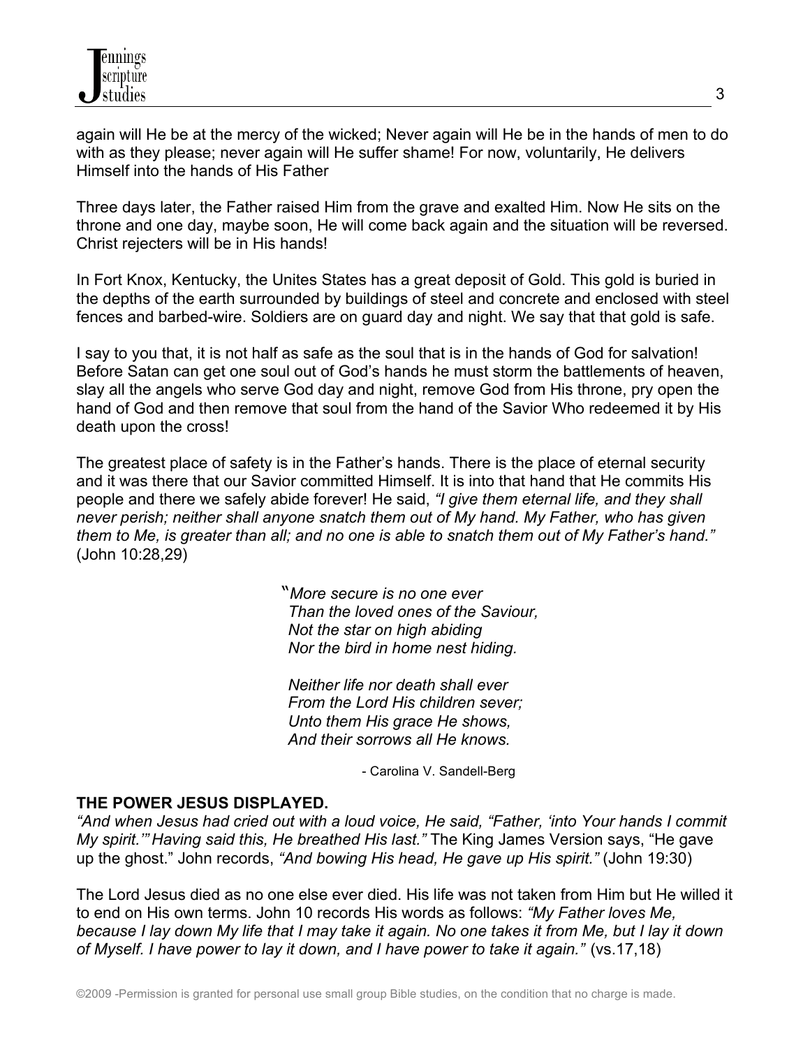again will He be at the mercy of the wicked; Never again will He be in the hands of men to do with as they please; never again will He suffer shame! For now, voluntarily, He delivers Himself into the hands of His Father

Three days later, the Father raised Him from the grave and exalted Him. Now He sits on the throne and one day, maybe soon, He will come back again and the situation will be reversed. Christ rejecters will be in His hands!

In Fort Knox, Kentucky, the Unites States has a great deposit of Gold. This gold is buried in the depths of the earth surrounded by buildings of steel and concrete and enclosed with steel fences and barbed-wire. Soldiers are on guard day and night. We say that that gold is safe.

I say to you that, it is not half as safe as the soul that is in the hands of God for salvation! Before Satan can get one soul out of God's hands he must storm the battlements of heaven, slay all the angels who serve God day and night, remove God from His throne, pry open the hand of God and then remove that soul from the hand of the Savior Who redeemed it by His death upon the cross!

The greatest place of safety is in the Father's hands. There is the place of eternal security and it was there that our Savior committed Himself. It is into that hand that He commits His people and there we safely abide forever! He said, *"I give them eternal life, and they shall never perish; neither shall anyone snatch them out of My hand. My Father, who has given them to Me, is greater than all; and no one is able to snatch them out of My Father's hand."* (John 10:28,29)

> "*More secure is no one ever*
> *Than the loved ones of the Saviour,*
> *Not the star on high abiding*
> *Nor the bird in home nest hiding.*
>
> *Neither life nor death shall ever*
> *From the Lord His children sever;*
> *Unto them His grace He shows,*
> *And their sorrows all He knows.*
>
> \- Carolina V. Sandell-Berg

**THE POWER JESUS DISPLAYED.**

*"And when Jesus had cried out with a loud voice, He said, "Father, 'into Your hands I commit My spirit.'" Having said this, He breathed His last."* The King James Version says, "He gave up the ghost." John records, *"And bowing His head, He gave up His spirit."* (John 19:30)

The Lord Jesus died as no one else ever died. His life was not taken from Him but He willed it to end on His own terms. John 10 records His words as follows: *"My Father loves Me, because I lay down My life that I may take it again. No one takes it from Me, but I lay it down of Myself. I have power to lay it down, and I have power to take it again."* (vs.17,18)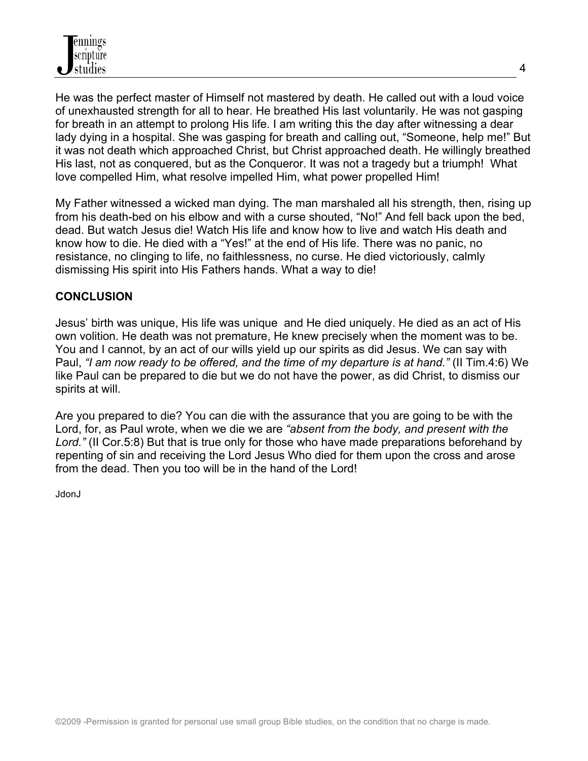He was the perfect master of Himself not mastered by death. He called out with a loud voice of unexhausted strength for all to hear. He breathed His last voluntarily. He was not gasping for breath in an attempt to prolong His life. I am writing this the day after witnessing a dear lady dying in a hospital. She was gasping for breath and calling out, "Someone, help me!" But it was not death which approached Christ, but Christ approached death. He willingly breathed His last, not as conquered, but as the Conqueror. It was not a tragedy but a triumph! What love compelled Him, what resolve impelled Him, what power propelled Him!

My Father witnessed a wicked man dying. The man marshaled all his strength, then, rising up from his death-bed on his elbow and with a curse shouted, "No!" And fell back upon the bed, dead. But watch Jesus die! Watch His life and know how to live and watch His death and know how to die. He died with a "Yes!" at the end of His life. There was no panic, no resistance, no clinging to life, no faithlessness, no curse. He died victoriously, calmly dismissing His spirit into His Fathers hands. What a way to die!

## CONCLUSION

Jesus' birth was unique, His life was unique and He died uniquely. He died as an act of His own volition. He death was not premature, He knew precisely when the moment was to be. You and I cannot, by an act of our wills yield up our spirits as did Jesus. We can say with Paul, *"I am now ready to be offered, and the time of my departure is at hand."* (II Tim.4:6) We like Paul can be prepared to die but we do not have the power, as did Christ, to dismiss our spirits at will.

Are you prepared to die? You can die with the assurance that you are going to be with the Lord, for, as Paul wrote, when we die we are *"absent from the body, and present with the Lord."* (II Cor.5:8) But that is true only for those who have made preparations beforehand by repenting of sin and receiving the Lord Jesus Who died for them upon the cross and arose from the dead. Then you too will be in the hand of the Lord!

JdonJ